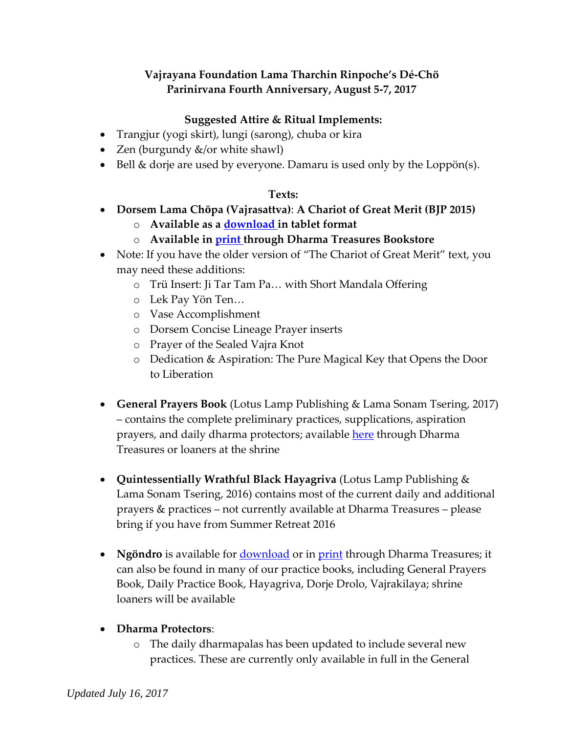**Vajrayana Foundation Lama Tharchin Rinpoche's Dé-Chö**
**Parinirvana Fourth Anniversary, August 5-7, 2017**

**Suggested Attire & Ritual Implements:**

- Trangjur (yogi skirt), lungi (sarong), chuba or kira
- Zen (burgundy &/or white shawl)
- Bell & dorje are used by everyone. Damaru is used only by the Loppön(s).

**Texts:**

- **Dorsem Lama Chöpa (Vajrasattva)**: **A Chariot of Great Merit (BJP 2015)**
  - **Available as a download in tablet format**
  - **Available in print through Dharma Treasures Bookstore**
- Note: If you have the older version of "The Chariot of Great Merit" text, you may need these additions:
  - Trü Insert: Ji Tar Tam Pa… with Short Mandala Offering
  - Lek Pay Yön Ten…
  - Vase Accomplishment
  - Dorsem Concise Lineage Prayer inserts
  - Prayer of the Sealed Vajra Knot
  - Dedication & Aspiration: The Pure Magical Key that Opens the Door to Liberation

- **General Prayers Book** (Lotus Lamp Publishing & Lama Sonam Tsering, 2017) – contains the complete preliminary practices, supplications, aspiration prayers, and daily dharma protectors; available here through Dharma Treasures or loaners at the shrine

- **Quintessentially Wrathful Black Hayagriva** (Lotus Lamp Publishing & Lama Sonam Tsering, 2016) contains most of the current daily and additional prayers & practices – not currently available at Dharma Treasures – please bring if you have from Summer Retreat 2016

- **Ngöndro** is available for download or in print through Dharma Treasures; it can also be found in many of our practice books, including General Prayers Book, Daily Practice Book, Hayagriva, Dorje Drolo, Vajrakilaya; shrine loaners will be available

- **Dharma Protectors**:
  - The daily dharmapalas has been updated to include several new practices. These are currently only available in full in the General

*Updated July 16, 2017*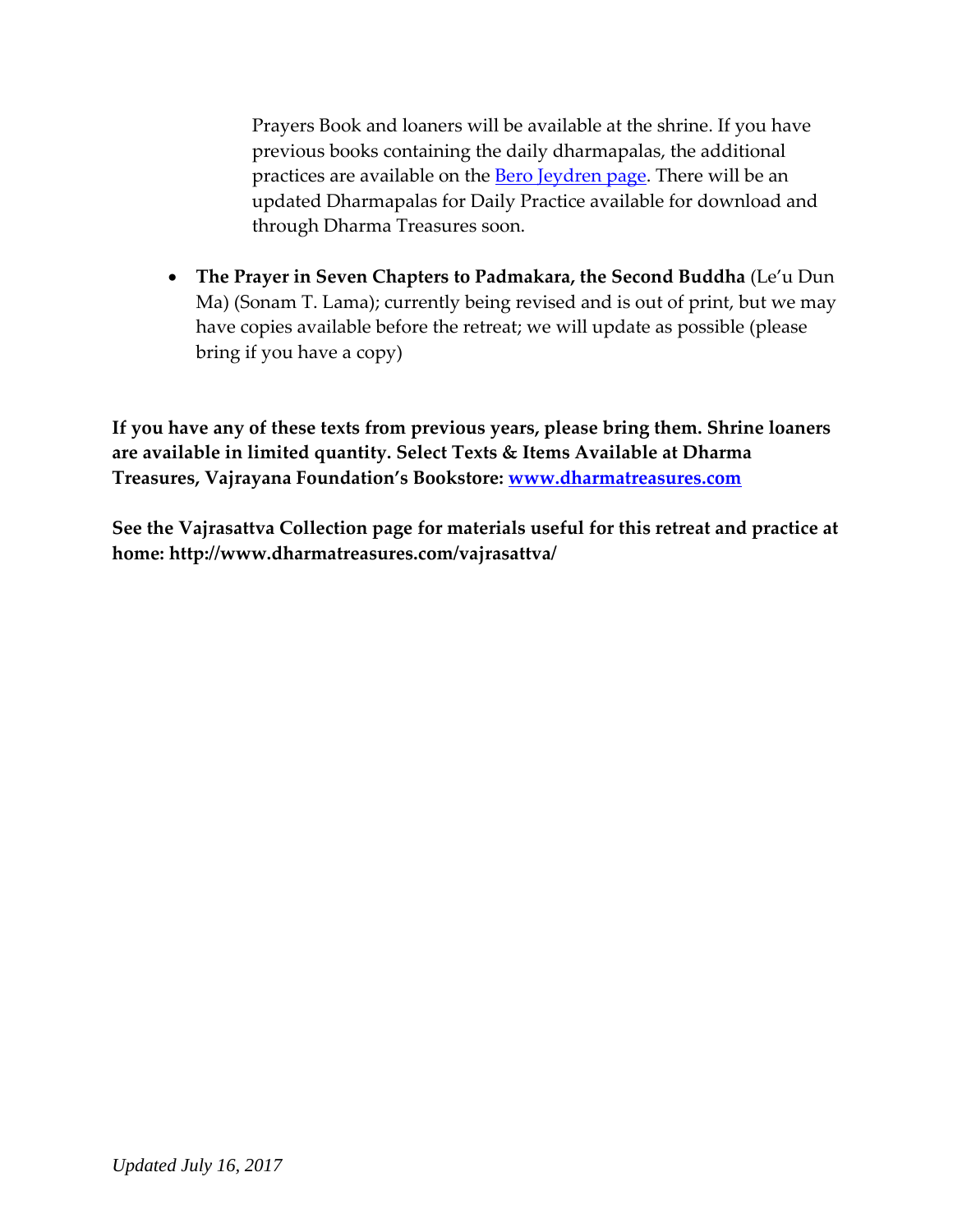Prayers Book and loaners will be available at the shrine. If you have previous books containing the daily dharmapalas, the additional practices are available on the Bero Jeydren page. There will be an updated Dharmapalas for Daily Practice available for download and through Dharma Treasures soon.

- **The Prayer in Seven Chapters to Padmakara, the Second Buddha** (Le'u Dun Ma) (Sonam T. Lama); currently being revised and is out of print, but we may have copies available before the retreat; we will update as possible (please bring if you have a copy)

**If you have any of these texts from previous years, please bring them. Shrine loaners are available in limited quantity. Select Texts & Items Available at Dharma Treasures, Vajrayana Foundation's Bookstore: www.dharmatreasures.com**

**See the Vajrasattva Collection page for materials useful for this retreat and practice at home: http://www.dharmatreasures.com/vajrasattva/**

*Updated July 16, 2017*